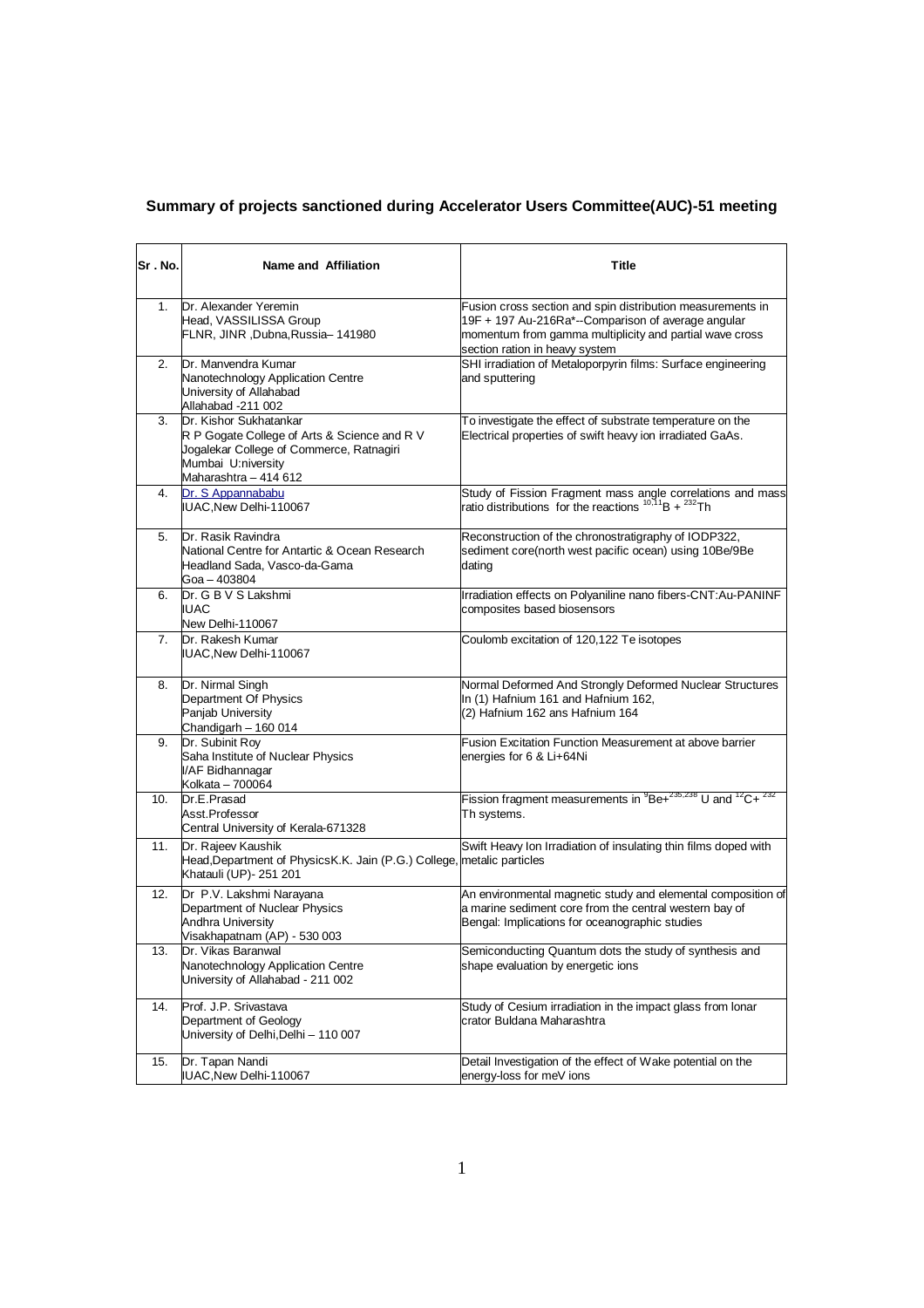## Summary of projects sanctioned during Accelerator Users Committee(AUC)-51 meeting

| Sr . No. | Name and Affiliation | Title |
|---|---|---|
| 1. | Dr. Alexander Yeremin<br>Head, VASSILISSA Group<br>FLNR, JINR ,Dubna,Russia– 141980 | Fusion cross section and spin distribution measurements in 19F + 197 Au-216Ra*--Comparison of average angular momentum from gamma multiplicity and partial wave cross section ration in heavy system |
| 2. | Dr. Manvendra Kumar<br>Nanotechnology Application Centre<br>University of Allahabad<br>Allahabad -211 002 | SHI irradiation of Metaloporpyrin films: Surface engineering and sputtering |
| 3. | Dr. Kishor Sukhatankar<br>R P Gogate College of Arts & Science and R V Jogalekar College of Commerce, Ratnagiri<br>Mumbai U:niversity<br>Maharashtra – 414 612 | To investigate the effect of substrate temperature on the Electrical properties of swift heavy ion irradiated GaAs. |
| 4. | Dr. S Appannababu<br>IUAC,New Delhi-110067 | Study of Fission Fragment mass angle correlations and mass ratio distributions for the reactions $^{10,11}B + ^{232}Th$ |
| 5. | Dr. Rasik Ravindra<br>National Centre for Antartic & Ocean Research<br>Headland Sada, Vasco-da-Gama<br>Goa – 403804 | Reconstruction of the chronostratigraphy of IODP322, sediment core(north west pacific ocean) using 10Be/9Be dating |
| 6. | Dr. G B V S Lakshmi<br>IUAC<br>New Delhi-110067 | Irradiation effects on Polyaniline nano fibers-CNT:Au-PANINF composites based biosensors |
| 7. | Dr. Rakesh Kumar<br>IUAC,New Delhi-110067 | Coulomb excitation of 120,122 Te isotopes |
| 8. | Dr. Nirmal Singh<br>Department Of Physics<br>Panjab University<br>Chandigarh – 160 014 | Normal Deformed And Strongly Deformed Nuclear Structures In (1) Hafnium 161 and Hafnium 162,<br>(2) Hafnium 162 ans Hafnium 164 |
| 9. | Dr. Subinit Roy<br>Saha Institute of Nuclear Physics<br>I/AF Bidhannagar<br>Kolkata – 700064 | Fusion Excitation Function Measurement at above barrier energies for 6 & Li+64Ni |
| 10. | Dr.E.Prasad<br>Asst.Professor<br>Central University of Kerala-671328 | Fission fragment measurements in $^{9}Be+^{235,238}U$ and $^{12}C+^{232}Th$ systems. |
| 11. | Dr. Rajeev Kaushik<br>Head,Department of PhysicsK.K. Jain (P.G.) College, Khatauli (UP)- 251 201 | Swift Heavy Ion Irradiation of insulating thin films doped with metalic particles |
| 12. | Dr P.V. Lakshmi Narayana<br>Department of Nuclear Physics<br>Andhra University<br>Visakhapatnam (AP) - 530 003 | An environmental magnetic study and elemental composition of a marine sediment core from the central western bay of Bengal: Implications for oceanographic studies |
| 13. | Dr. Vikas Baranwal<br>Nanotechnology Application Centre<br>University of Allahabad - 211 002 | Semiconducting Quantum dots the study of synthesis and shape evaluation by energetic ions |
| 14. | Prof. J.P. Srivastava<br>Department of Geology<br>University of Delhi,Delhi – 110 007 | Study of Cesium irradiation in the impact glass from lonar crator Buldana Maharashtra |
| 15. | Dr. Tapan Nandi<br>IUAC,New Delhi-110067 | Detail Investigation of the effect of Wake potential on the energy-loss for meV ions |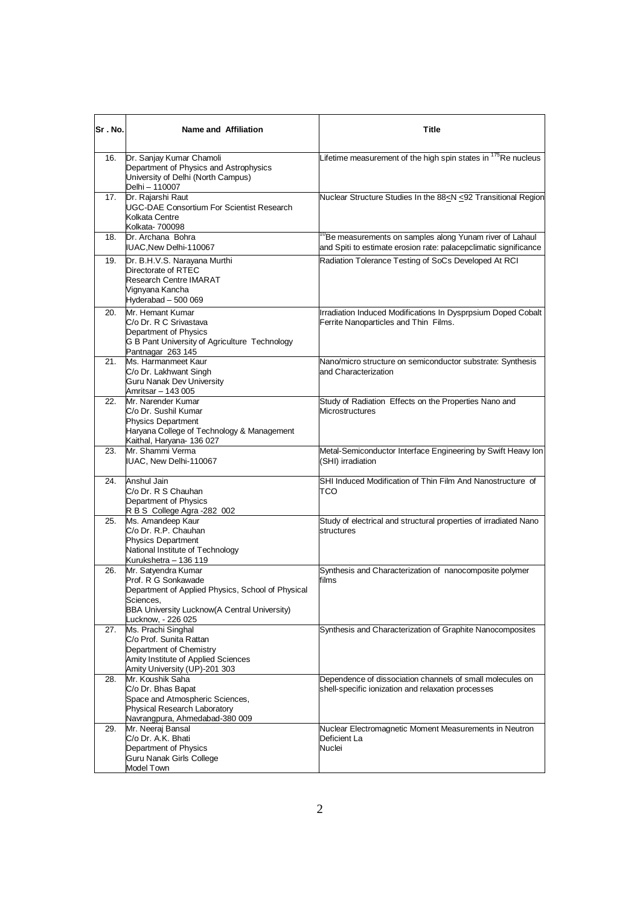| Sr . No. | Name and Affiliation | Title |
|---|---|---|
| 16. | Dr. Sanjay Kumar Chamoli<br>Department of Physics and Astrophysics<br>University of Delhi (North Campus)<br>Delhi – 110007 | Lifetime measurement of the high spin states in $^{175}$Re nucleus |
| 17. | Dr. Rajarshi Raut<br>UGC-DAE Consortium For Scientist Research<br>Kolkata Centre<br>Kolkata- 700098 | Nuclear Structure Studies In the $88 \leq N \leq 92$ Transitional Region |
| 18. | Dr. Archana Bohra<br>IUAC,New Delhi-110067 | $^{10}$Be measurements on samples along Yunam river of Lahaul and Spiti to estimate erosion rate: palacepclimatic significance |
| 19. | Dr. B.H.V.S. Narayana Murthi<br>Directorate of RTEC<br>Research Centre IMARAT<br>Vignyana Kancha<br>Hyderabad – 500 069 | Radiation Tolerance Testing of SoCs Developed At RCI |
| 20. | Mr. Hemant Kumar<br>C/o Dr. R C Srivastava<br>Department of Physics<br>G B Pant University of Agriculture Technology<br>Pantnagar 263 145 | Irradiation Induced Modifications In Dysprpsium Doped Cobalt Ferrite Nanoparticles and Thin Films. |
| 21. | Ms. Harmanmeet Kaur<br>C/o Dr. Lakhwant Singh<br>Guru Nanak Dev University<br>Amritsar – 143 005 | Nano/micro structure on semiconductor substrate: Synthesis and Characterization |
| 22. | Mr. Narender Kumar<br>C/o Dr. Sushil Kumar<br>Physics Department<br>Haryana College of Technology & Management<br>Kaithal, Haryana- 136 027 | Study of Radiation Effects on the Properties Nano and Microstructures |
| 23. | Mr. Shammi Verma<br>IUAC, New Delhi-110067 | Metal-Semiconductor Interface Engineering by Swift Heavy Ion (SHI) irradiation |
| 24. | Anshul Jain<br>C/o Dr. R S Chauhan<br>Department of Physics<br>R B S College Agra -282 002 | SHI Induced Modification of Thin Film And Nanostructure of TCO |
| 25. | Ms. Amandeep Kaur<br>C/o Dr. R.P. Chauhan<br>Physics Department<br>National Institute of Technology<br>Kurukshetra – 136 119 | Study of electrical and structural properties of irradiated Nano structures |
| 26. | Mr. Satyendra Kumar<br>Prof. R G Sonkawade<br>Department of Applied Physics, School of Physical Sciences,<br>BBA University Lucknow(A Central University)<br>Lucknow, - 226 025 | Synthesis and Characterization of nanocomposite polymer films |
| 27. | Ms. Prachi Singhal<br>C/o Prof. Sunita Rattan<br>Department of Chemistry<br>Amity Institute of Applied Sciences<br>Amity University (UP)-201 303 | Synthesis and Characterization of Graphite Nanocomposites |
| 28. | Mr. Koushik Saha<br>C/o Dr. Bhas Bapat<br>Space and Atmospheric Sciences,<br>Physical Research Laboratory<br>Navrangpura, Ahmedabad-380 009 | Dependence of dissociation channels of small molecules on shell-specific ionization and relaxation processes |
| 29. | Mr. Neeraj Bansal<br>C/o Dr. A.K. Bhati<br>Department of Physics<br>Guru Nanak Girls College<br>Model Town | Nuclear Electromagnetic Moment Measurements in Neutron Deficient La<br>Nuclei |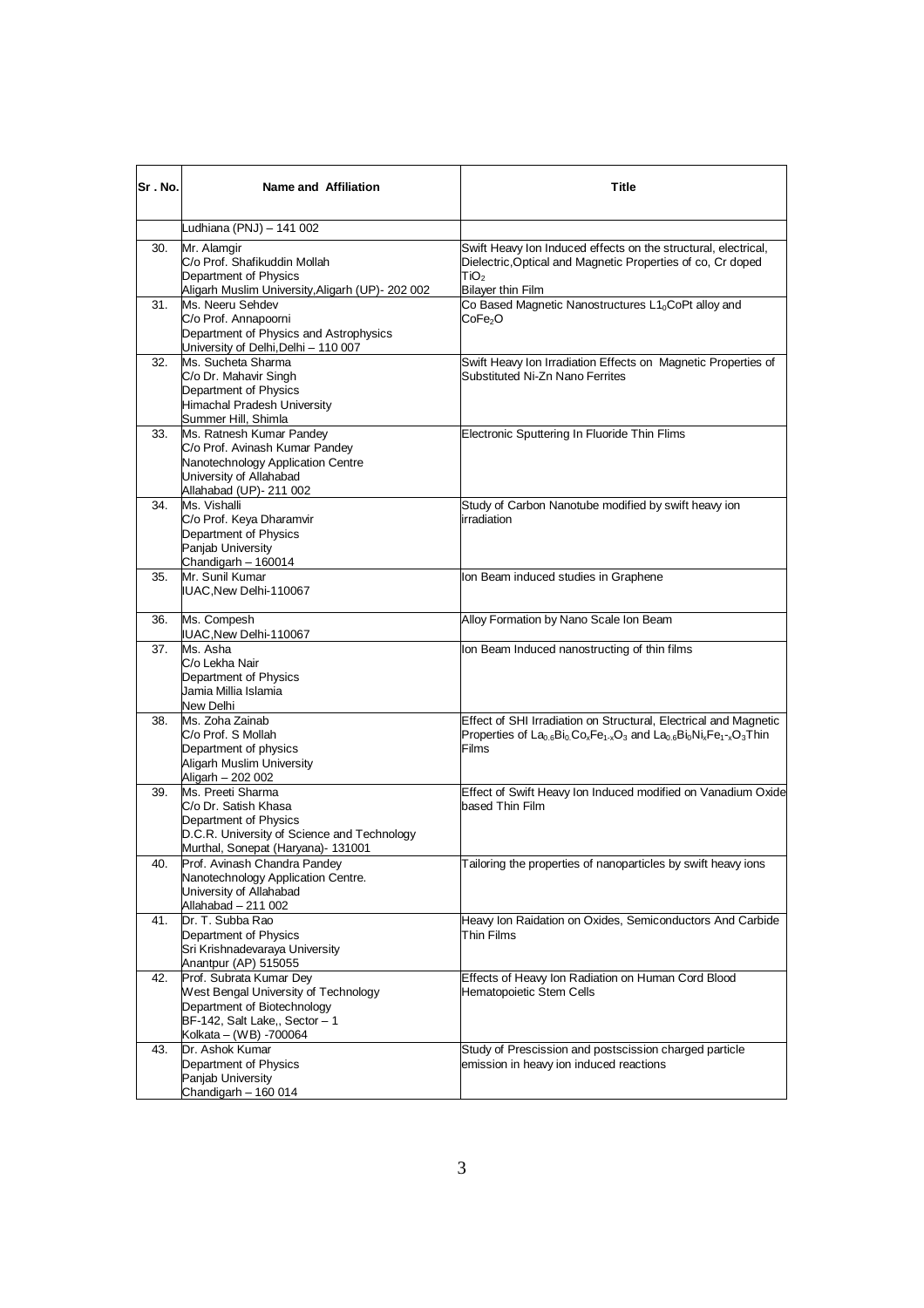| Sr . No. | Name and Affiliation | Title |
|---|---|---|
| | Ludhiana (PNJ) – 141 002 | |
| 30. | Mr. Alamgir<br>C/o Prof. Shafikuddin Mollah<br>Department of Physics<br>Aligarh Muslim University,Aligarh (UP)- 202 002 | Swift Heavy Ion Induced effects on the structural, electrical, Dielectric,Optical and Magnetic Properties of co, Cr doped $TiO_2$ Bilayer thin Film |
| 31. | Ms. Neeru Sehdev<br>C/o Prof. Annapoorni<br>Department of Physics and Astrophysics<br>University of Delhi,Delhi – 110 007 | Co Based Magnetic Nanostructures $L1_0$CoPt alloy and $CoFe_2O$ |
| 32. | Ms. Sucheta Sharma<br>C/o Dr. Mahavir Singh<br>Department of Physics<br>Himachal Pradesh University<br>Summer Hill, Shimla | Swift Heavy Ion Irradiation Effects on Magnetic Properties of Substituted Ni-Zn Nano Ferrites |
| 33. | Ms. Ratnesh Kumar Pandey<br>C/o Prof. Avinash Kumar Pandey<br>Nanotechnology Application Centre<br>University of Allahabad<br>Allahabad (UP)- 211 002 | Electronic Sputtering In Fluoride Thin Flims |
| 34. | Ms. Vishalli<br>C/o Prof. Keya Dharamvir<br>Department of Physics<br>Panjab University<br>Chandigarh – 160014 | Study of Carbon Nanotube modified by swift heavy ion irradiation |
| 35. | Mr. Sunil Kumar<br>IUAC,New Delhi-110067 | Ion Beam induced studies in Graphene |
| 36. | Ms. Compesh<br>IUAC,New Delhi-110067 | Alloy Formation by Nano Scale Ion Beam |
| 37. | Ms. Asha<br>C/o Lekha Nair<br>Department of Physics<br>Jamia Millia Islamia<br>New Delhi | Ion Beam Induced nanostructing of thin films |
| 38. | Ms. Zoha Zainab<br>C/o Prof. S Mollah<br>Department of physics<br>Aligarh Muslim University<br>Aligarh – 202 002 | Effect of SHI Irradiation on Structural, Electrical and Magnetic Properties of $La_{0.6}Bi_{0.}Co_xFe_{1-x}O_3$ and $La_{0.6}Bi_0Ni_xFe_{1-x}O_3$Thin Films |
| 39. | Ms. Preeti Sharma<br>C/o Dr. Satish Khasa<br>Department of Physics<br>D.C.R. University of Science and Technology<br>Murthal, Sonepat (Haryana)- 131001 | Effect of Swift Heavy Ion Induced modified on Vanadium Oxide based Thin Film |
| 40. | Prof. Avinash Chandra Pandey<br>Nanotechnology Application Centre.<br>University of Allahabad<br>Allahabad – 211 002 | Tailoring the properties of nanoparticles by swift heavy ions |
| 41. | Dr. T. Subba Rao<br>Department of Physics<br>Sri Krishnadevaraya University<br>Anantpur (AP) 515055 | Heavy Ion Raidation on Oxides, Semiconductors And Carbide Thin Films |
| 42. | Prof. Subrata Kumar Dey<br>West Bengal University of Technology<br>Department of Biotechnology<br>BF-142, Salt Lake,, Sector – 1<br>Kolkata – (WB) -700064 | Effects of Heavy Ion Radiation on Human Cord Blood Hematopoietic Stem Cells |
| 43. | Dr. Ashok Kumar<br>Department of Physics<br>Panjab University<br>Chandigarh – 160 014 | Study of Prescission and postscission charged particle emission in heavy ion induced reactions |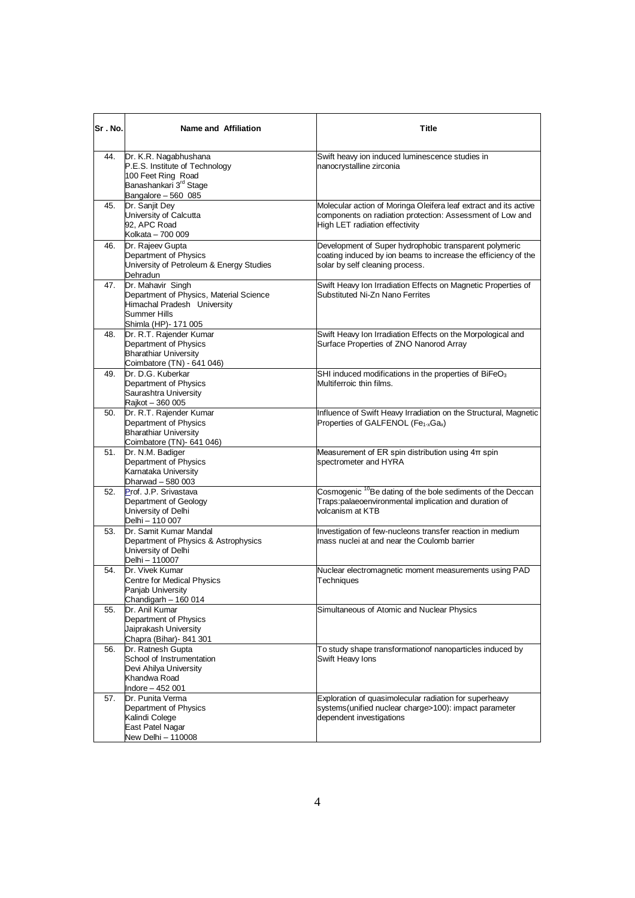| Sr . No. | Name and Affiliation | Title |
|---|---|---|
| 44. | Dr. K.R. Nagabhushana<br>P.E.S. Institute of Technology<br>100 Feet Ring Road<br>Banashankari 3rd Stage<br>Bangalore – 560 085 | Swift heavy ion induced luminescence studies in nanocrystalline zirconia |
| 45. | Dr. Sanjit Dey<br>University of Calcutta<br>92, APC Road<br>Kolkata – 700 009 | Molecular action of Moringa Oleifera leaf extract and its active components on radiation protection: Assessment of Low and High LET radiation effectivity |
| 46. | Dr. Rajeev Gupta<br>Department of Physics<br>University of Petroleum & Energy Studies<br>Dehradun | Development of Super hydrophobic transparent polymeric coating induced by ion beams to increase the efficiency of the solar by self cleaning process. |
| 47. | Dr. Mahavir Singh<br>Department of Physics, Material Science<br>Himachal Pradesh University<br>Summer Hills<br>Shimla (HP)- 171 005 | Swift Heavy Ion Irradiation Effects on Magnetic Properties of Substituted Ni-Zn Nano Ferrites |
| 48. | Dr. R.T. Rajender Kumar<br>Department of Physics<br>Bharathiar University<br>Coimbatore (TN) - 641 046) | Swift Heavy Ion Irradiation Effects on the Morpological and Surface Properties of ZNO Nanorod Array |
| 49. | Dr. D.G. Kuberkar<br>Department of Physics<br>Saurashtra University<br>Rajkot – 360 005 | SHI induced modifications in the properties of $BiFeO_3$ Multiferroic thin films. |
| 50. | Dr. R.T. Rajender Kumar<br>Department of Physics<br>Bharathiar University<br>Coimbatore (TN)- 641 046) | Influence of Swift Heavy Irradiation on the Structural, Magnetic Properties of GALFENOL ($Fe_{1-x}Ga_x$) |
| 51. | Dr. N.M. Badiger<br>Department of Physics<br>Karnataka University<br>Dharwad – 580 003 | Measurement of ER spin distribution using $4\pi$ spin spectrometer and HYRA |
| 52. | Prof. J.P. Srivastava<br>Department of Geology<br>University of Delhi<br>Delhi – 110 007 | Cosmogenic $^{10}Be$ dating of the bole sediments of the Deccan Traps:palaeoenvironmental implication and duration of volcanism at KTB |
| 53. | Dr. Samit Kumar Mandal<br>Department of Physics & Astrophysics<br>University of Delhi<br>Delhi – 110007 | Investigation of few-nucleons transfer reaction in medium mass nuclei at and near the Coulomb barrier |
| 54. | Dr. Vivek Kumar<br>Centre for Medical Physics<br>Panjab University<br>Chandigarh – 160 014 | Nuclear electromagnetic moment measurements using PAD Techniques |
| 55. | Dr. Anil Kumar<br>Department of Physics<br>Jaiprakash University<br>Chapra (Bihar)- 841 301 | Simultaneous of Atomic and Nuclear Physics |
| 56. | Dr. Ratnesh Gupta<br>School of Instrumentation<br>Devi Ahilya University<br>Khandwa Road<br>Indore – 452 001 | To study shape transformationof nanoparticles induced by Swift Heavy Ions |
| 57. | Dr. Punita Verma<br>Department of Physics<br>Kalindi Colege<br>East Patel Nagar<br>New Delhi – 110008 | Exploration of quasimolecular radiation for superheavy systems(unified nuclear charge>100): impact parameter dependent investigations |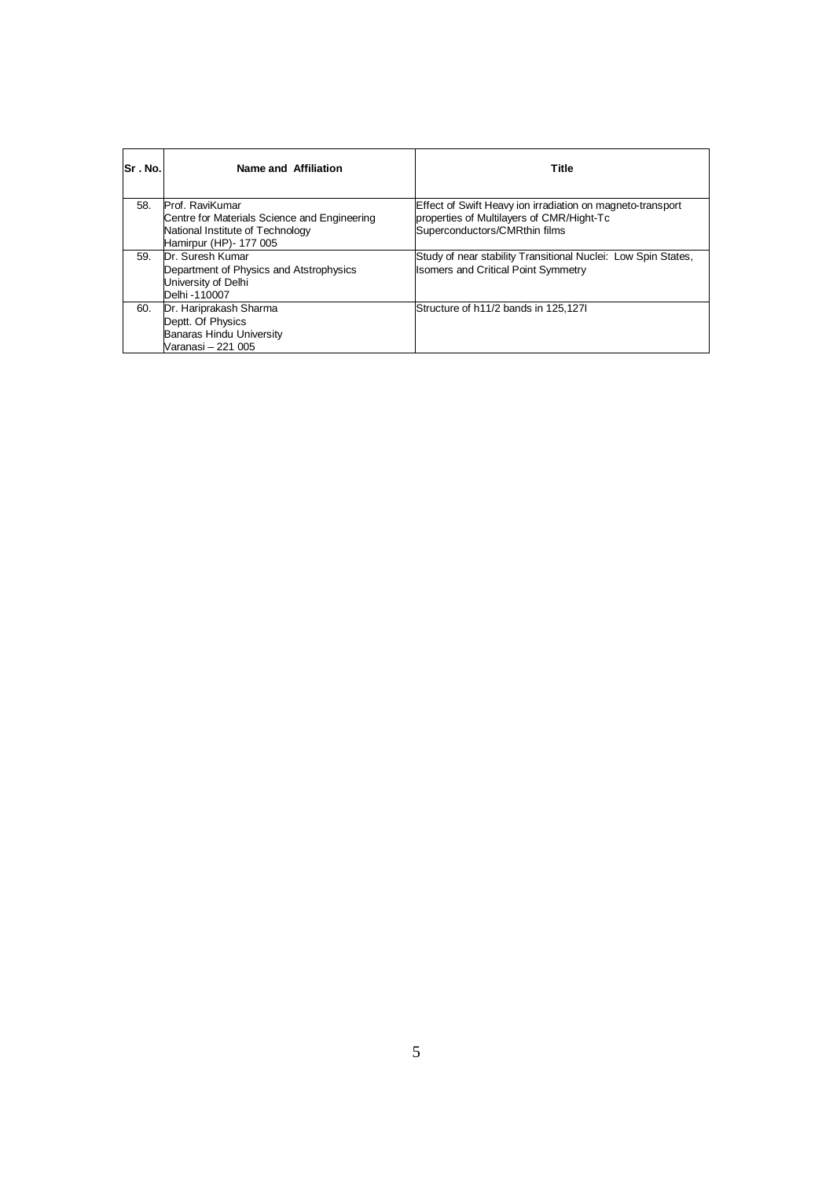| Sr . No. | Name and Affiliation | Title |
|---|---|---|
| 58. | Prof. RaviKumar<br>Centre for Materials Science and Engineering<br>National Institute of Technology<br>Hamirpur (HP)- 177 005 | Effect of Swift Heavy ion irradiation on magneto-transport properties of Multilayers of CMR/Hight-Tc Superconductors/CMRthin films |
| 59. | Dr. Suresh Kumar<br>Department of Physics and Atstrophysics<br>University of Delhi<br>Delhi -110007 | Study of near stability Transitional Nuclei: Low Spin States, Isomers and Critical Point Symmetry |
| 60. | Dr. Hariprakash Sharma<br>Deptt. Of Physics<br>Banaras Hindu University<br>Varanasi – 221 005 | Structure of h11/2 bands in 125,127I |